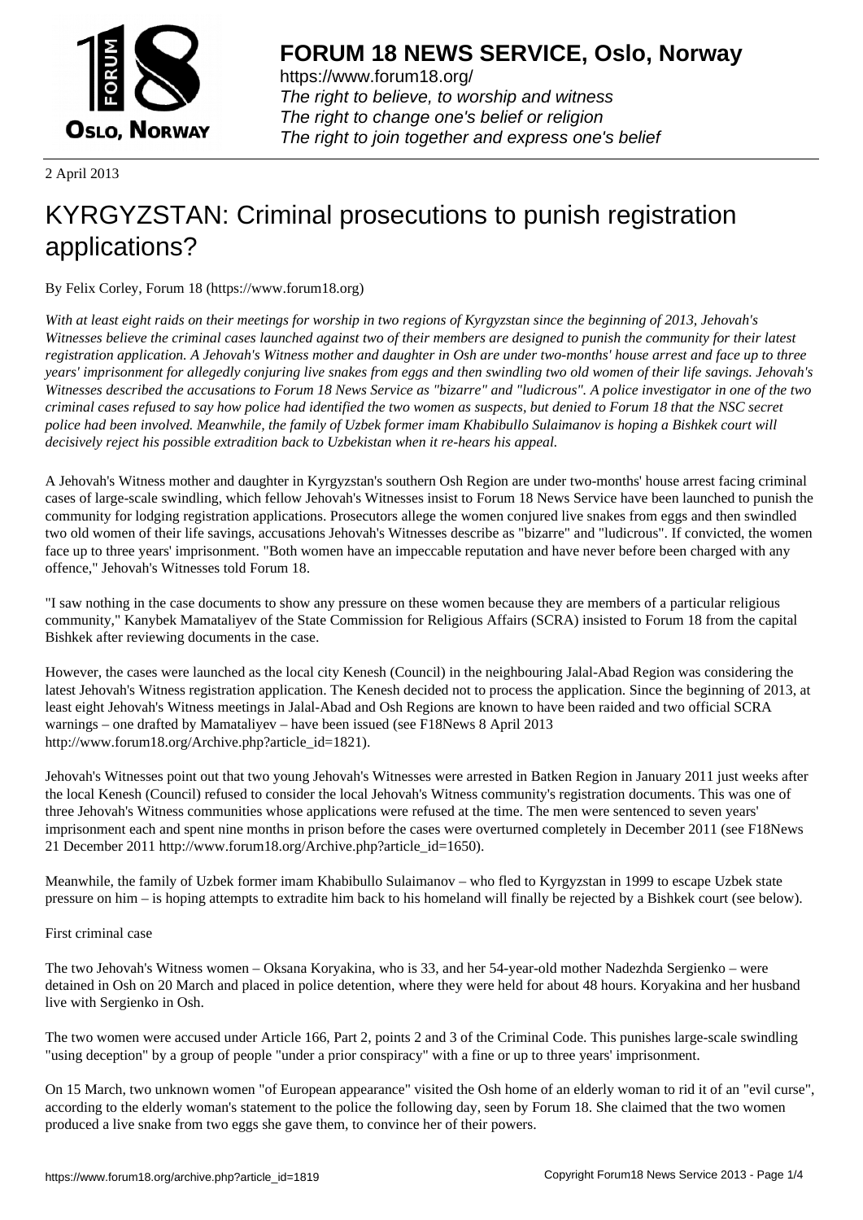2 April 2013

# KYRGYZSTAN: Criminal prosecutions to punish registration applications?

By Felix Corley, Forum 18 (https://www.forum18.org)

*With at least eight raids on their meetings for worship in two regions of Kyrgyzstan since the beginning of 2013, Jehovah's Witnesses believe the criminal cases launched against two of their members are designed to punish the community for their latest registration application. A Jehovah's Witness mother and daughter in Osh are under two-months' house arrest and face up to three years' imprisonment for allegedly conjuring live snakes from eggs and then swindling two old women of their life savings. Jehovah's Witnesses described the accusations to Forum 18 News Service as "bizarre" and "ludicrous". A police investigator in one of the two criminal cases refused to say how police had identified the two women as suspects, but denied to Forum 18 that the NSC secret police had been involved. Meanwhile, the family of Uzbek former imam Khabibullo Sulaimanov is hoping a Bishkek court will decisively reject his possible extradition back to Uzbekistan when it re-hears his appeal.*

A Jehovah's Witness mother and daughter in Kyrgyzstan's southern Osh Region are under two-months' house arrest facing criminal cases of large-scale swindling, which fellow Jehovah's Witnesses insist to Forum 18 News Service have been launched to punish the community for lodging registration applications. Prosecutors allege the women conjured live snakes from eggs and then swindled two old women of their life savings, accusations Jehovah's Witnesses describe as "bizarre" and "ludicrous". If convicted, the women face up to three years' imprisonment. "Both women have an impeccable reputation and have never before been charged with any offence," Jehovah's Witnesses told Forum 18.

"I saw nothing in the case documents to show any pressure on these women because they are members of a particular religious community," Kanybek Mamataliyev of the State Commission for Religious Affairs (SCRA) insisted to Forum 18 from the capital Bishkek after reviewing documents in the case.

However, the cases were launched as the local city Kenesh (Council) in the neighbouring Jalal-Abad Region was considering the latest Jehovah's Witness registration application. The Kenesh decided not to process the application. Since the beginning of 2013, at least eight Jehovah's Witness meetings in Jalal-Abad and Osh Regions are known to have been raided and two official SCRA warnings – one drafted by Mamataliyev – have been issued (see F18News 8 April 2013 http://www.forum18.org/Archive.php?article_id=1821).

Jehovah's Witnesses point out that two young Jehovah's Witnesses were arrested in Batken Region in January 2011 just weeks after the local Kenesh (Council) refused to consider the local Jehovah's Witness community's registration documents. This was one of three Jehovah's Witness communities whose applications were refused at the time. The men were sentenced to seven years' imprisonment each and spent nine months in prison before the cases were overturned completely in December 2011 (see F18News 21 December 2011 http://www.forum18.org/Archive.php?article_id=1650).

Meanwhile, the family of Uzbek former imam Khabibullo Sulaimanov – who fled to Kyrgyzstan in 1999 to escape Uzbek state pressure on him – is hoping attempts to extradite him back to his homeland will finally be rejected by a Bishkek court (see below).

## First criminal case

The two Jehovah's Witness women – Oksana Koryakina, who is 33, and her 54-year-old mother Nadezhda Sergienko – were detained in Osh on 20 March and placed in police detention, where they were held for about 48 hours. Koryakina and her husband live with Sergienko in Osh.

The two women were accused under Article 166, Part 2, points 2 and 3 of the Criminal Code. This punishes large-scale swindling "using deception" by a group of people "under a prior conspiracy" with a fine or up to three years' imprisonment.

On 15 March, two unknown women "of European appearance" visited the Osh home of an elderly woman to rid it of an "evil curse", according to the elderly woman's statement to the police the following day, seen by Forum 18. She claimed that the two women produced a live snake from two eggs she gave them, to convince her of their powers.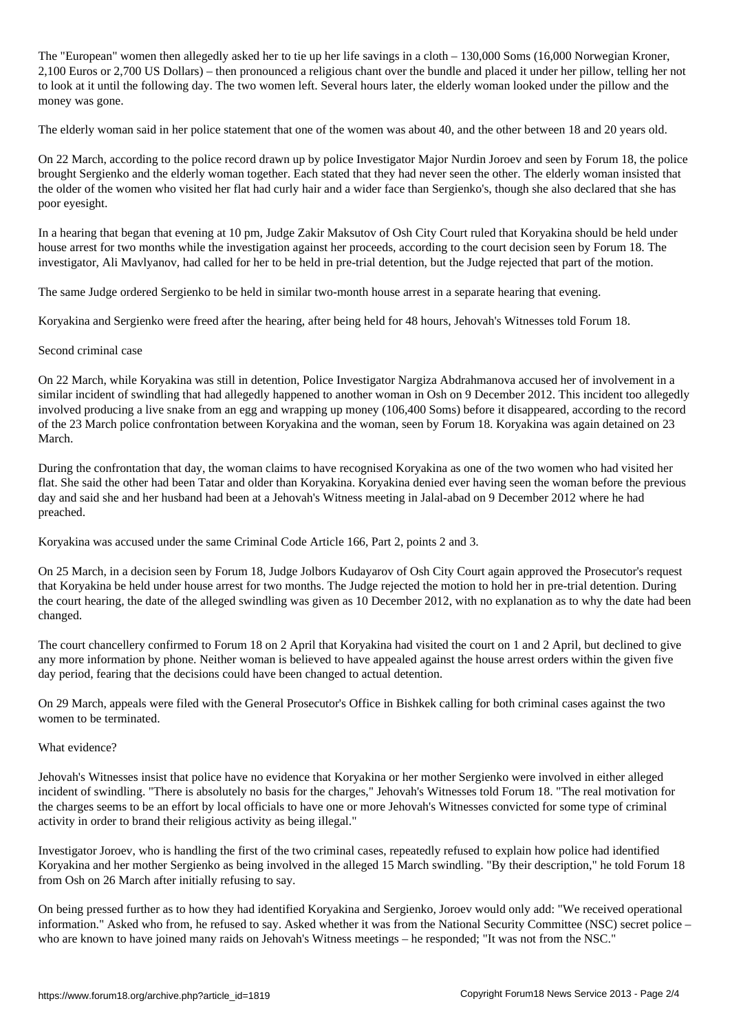The "European" women then allegedly asked her to tie up her life savings in a cloth – 130,000 Soms (16,000 Norwegian Kroner, 2,100 Euros or 2,700 US Dollars) – then pronounced a religious chant over the bundle and placed it under her pillow, telling her not to look at it until the following day. The two women left. Several hours later, the elderly woman looked under the pillow and the money was gone.

The elderly woman said in her police statement that one of the women was about 40, and the other between 18 and 20 years old.

On 22 March, according to the police record drawn up by police Investigator Major Nurdin Joroev and seen by Forum 18, the police brought Sergienko and the elderly woman together. Each stated that they had never seen the other. The elderly woman insisted that the older of the women who visited her flat had curly hair and a wider face than Sergienko's, though she also declared that she has poor eyesight.

In a hearing that began that evening at 10 pm, Judge Zakir Maksutov of Osh City Court ruled that Koryakina should be held under house arrest for two months while the investigation against her proceeds, according to the court decision seen by Forum 18. The investigator, Ali Mavlyanov, had called for her to be held in pre-trial detention, but the Judge rejected that part of the motion.

The same Judge ordered Sergienko to be held in similar two-month house arrest in a separate hearing that evening.

Koryakina and Sergienko were freed after the hearing, after being held for 48 hours, Jehovah's Witnesses told Forum 18.

## Second criminal case

On 22 March, while Koryakina was still in detention, Police Investigator Nargiza Abdrahmanova accused her of involvement in a similar incident of swindling that had allegedly happened to another woman in Osh on 9 December 2012. This incident too allegedly involved producing a live snake from an egg and wrapping up money (106,400 Soms) before it disappeared, according to the record of the 23 March police confrontation between Koryakina and the woman, seen by Forum 18. Koryakina was again detained on 23 March.

During the confrontation that day, the woman claims to have recognised Koryakina as one of the two women who had visited her flat. She said the other had been Tatar and older than Koryakina. Koryakina denied ever having seen the woman before the previous day and said she and her husband had been at a Jehovah's Witness meeting in Jalal-abad on 9 December 2012 where he had preached.

Koryakina was accused under the same Criminal Code Article 166, Part 2, points 2 and 3.

On 25 March, in a decision seen by Forum 18, Judge Jolbors Kudayarov of Osh City Court again approved the Prosecutor's request that Koryakina be held under house arrest for two months. The Judge rejected the motion to hold her in pre-trial detention. During the court hearing, the date of the alleged swindling was given as 10 December 2012, with no explanation as to why the date had been changed.

The court chancellery confirmed to Forum 18 on 2 April that Koryakina had visited the court on 1 and 2 April, but declined to give any more information by phone. Neither woman is believed to have appealed against the house arrest orders within the given five day period, fearing that the decisions could have been changed to actual detention.

On 29 March, appeals were filed with the General Prosecutor's Office in Bishkek calling for both criminal cases against the two women to be terminated.

## What evidence?

Jehovah's Witnesses insist that police have no evidence that Koryakina or her mother Sergienko were involved in either alleged incident of swindling. "There is absolutely no basis for the charges," Jehovah's Witnesses told Forum 18. "The real motivation for the charges seems to be an effort by local officials to have one or more Jehovah's Witnesses convicted for some type of criminal activity in order to brand their religious activity as being illegal."

Investigator Joroev, who is handling the first of the two criminal cases, repeatedly refused to explain how police had identified Koryakina and her mother Sergienko as being involved in the alleged 15 March swindling. "By their description," he told Forum 18 from Osh on 26 March after initially refusing to say.

On being pressed further as to how they had identified Koryakina and Sergienko, Joroev would only add: "We received operational information." Asked who from, he refused to say. Asked whether it was from the National Security Committee (NSC) secret police – who are known to have joined many raids on Jehovah's Witness meetings – he responded; "It was not from the NSC."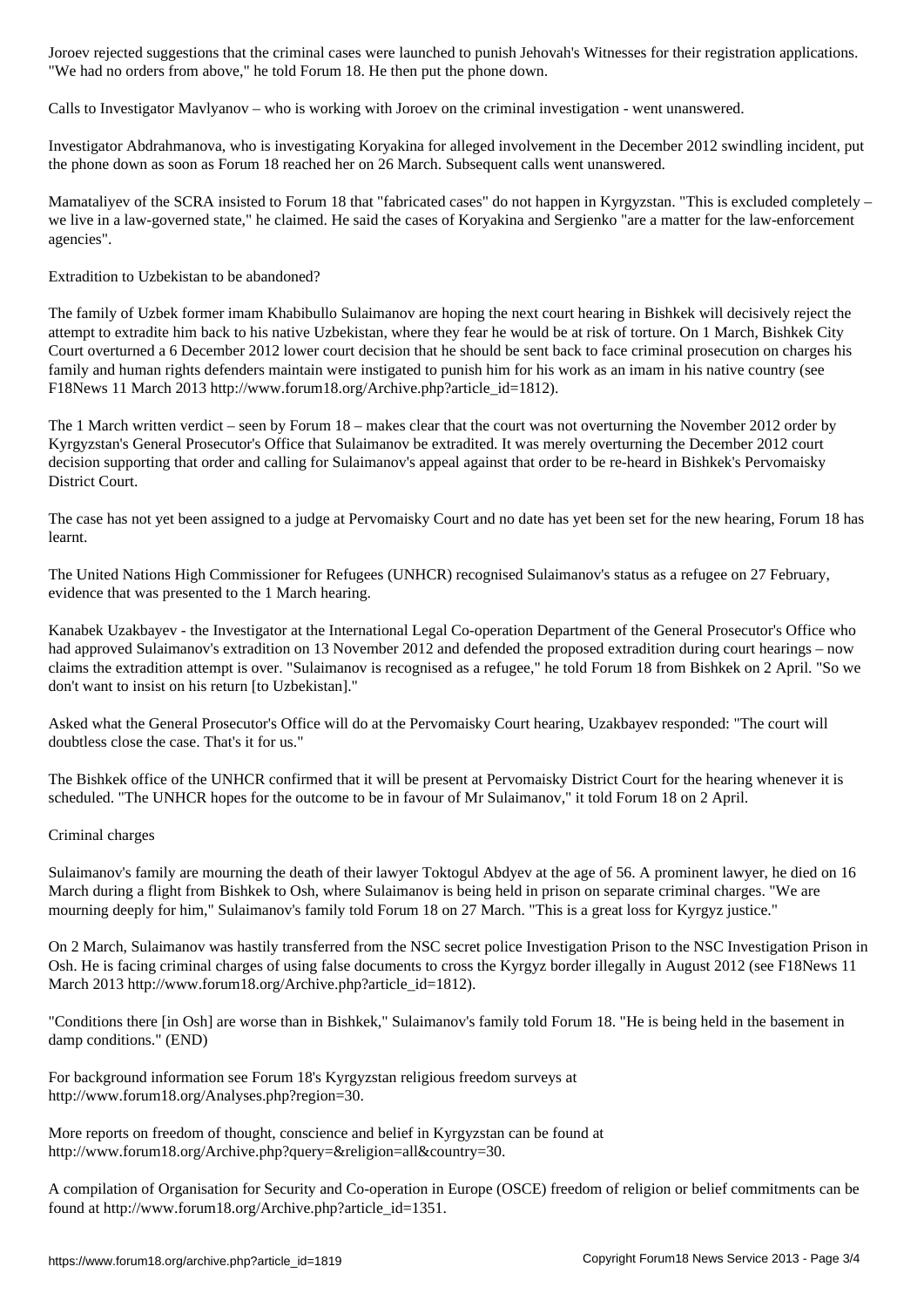Joroev rejected suggestions that the criminal cases were launched to punish Jehovah's Witnesses for their registration applications. "We had no orders from above," he told Forum 18. He then put the phone down.

Calls to Investigator Mavlyanov – who is working with Joroev on the criminal investigation - went unanswered.

Investigator Abdrahmanova, who is investigating Koryakina for alleged involvement in the December 2012 swindling incident, put the phone down as soon as Forum 18 reached her on 26 March. Subsequent calls went unanswered.

Mamataliyev of the SCRA insisted to Forum 18 that "fabricated cases" do not happen in Kyrgyzstan. "This is excluded completely – we live in a law-governed state," he claimed. He said the cases of Koryakina and Sergienko "are a matter for the law-enforcement agencies".

## Extradition to Uzbekistan to be abandoned?

The family of Uzbek former imam Khabibullo Sulaimanov are hoping the next court hearing in Bishkek will decisively reject the attempt to extradite him back to his native Uzbekistan, where they fear he would be at risk of torture. On 1 March, Bishkek City Court overturned a 6 December 2012 lower court decision that he should be sent back to face criminal prosecution on charges his family and human rights defenders maintain were instigated to punish him for his work as an imam in his native country (see F18News 11 March 2013 http://www.forum18.org/Archive.php?article_id=1812).

The 1 March written verdict – seen by Forum 18 – makes clear that the court was not overturning the November 2012 order by Kyrgyzstan's General Prosecutor's Office that Sulaimanov be extradited. It was merely overturning the December 2012 court decision supporting that order and calling for Sulaimanov's appeal against that order to be re-heard in Bishkek's Pervomaisky District Court.

The case has not yet been assigned to a judge at Pervomaisky Court and no date has yet been set for the new hearing, Forum 18 has learnt.

The United Nations High Commissioner for Refugees (UNHCR) recognised Sulaimanov's status as a refugee on 27 February, evidence that was presented to the 1 March hearing.

Kanabek Uzakbayev - the Investigator at the International Legal Co-operation Department of the General Prosecutor's Office who had approved Sulaimanov's extradition on 13 November 2012 and defended the proposed extradition during court hearings – now claims the extradition attempt is over. "Sulaimanov is recognised as a refugee," he told Forum 18 from Bishkek on 2 April. "So we don't want to insist on his return [to Uzbekistan]."

Asked what the General Prosecutor's Office will do at the Pervomaisky Court hearing, Uzakbayev responded: "The court will doubtless close the case. That's it for us."

The Bishkek office of the UNHCR confirmed that it will be present at Pervomaisky District Court for the hearing whenever it is scheduled. "The UNHCR hopes for the outcome to be in favour of Mr Sulaimanov," it told Forum 18 on 2 April.

## Criminal charges

Sulaimanov's family are mourning the death of their lawyer Toktogul Abdyev at the age of 56. A prominent lawyer, he died on 16 March during a flight from Bishkek to Osh, where Sulaimanov is being held in prison on separate criminal charges. "We are mourning deeply for him," Sulaimanov's family told Forum 18 on 27 March. "This is a great loss for Kyrgyz justice."

On 2 March, Sulaimanov was hastily transferred from the NSC secret police Investigation Prison to the NSC Investigation Prison in Osh. He is facing criminal charges of using false documents to cross the Kyrgyz border illegally in August 2012 (see F18News 11 March 2013 http://www.forum18.org/Archive.php?article_id=1812).

"Conditions there [in Osh] are worse than in Bishkek," Sulaimanov's family told Forum 18. "He is being held in the basement in damp conditions." (END)

For background information see Forum 18's Kyrgyzstan religious freedom surveys at http://www.forum18.org/Analyses.php?region=30.

More reports on freedom of thought, conscience and belief in Kyrgyzstan can be found at http://www.forum18.org/Archive.php?query=&religion=all&country=30.

A compilation of Organisation for Security and Co-operation in Europe (OSCE) freedom of religion or belief commitments can be found at http://www.forum18.org/Archive.php?article_id=1351.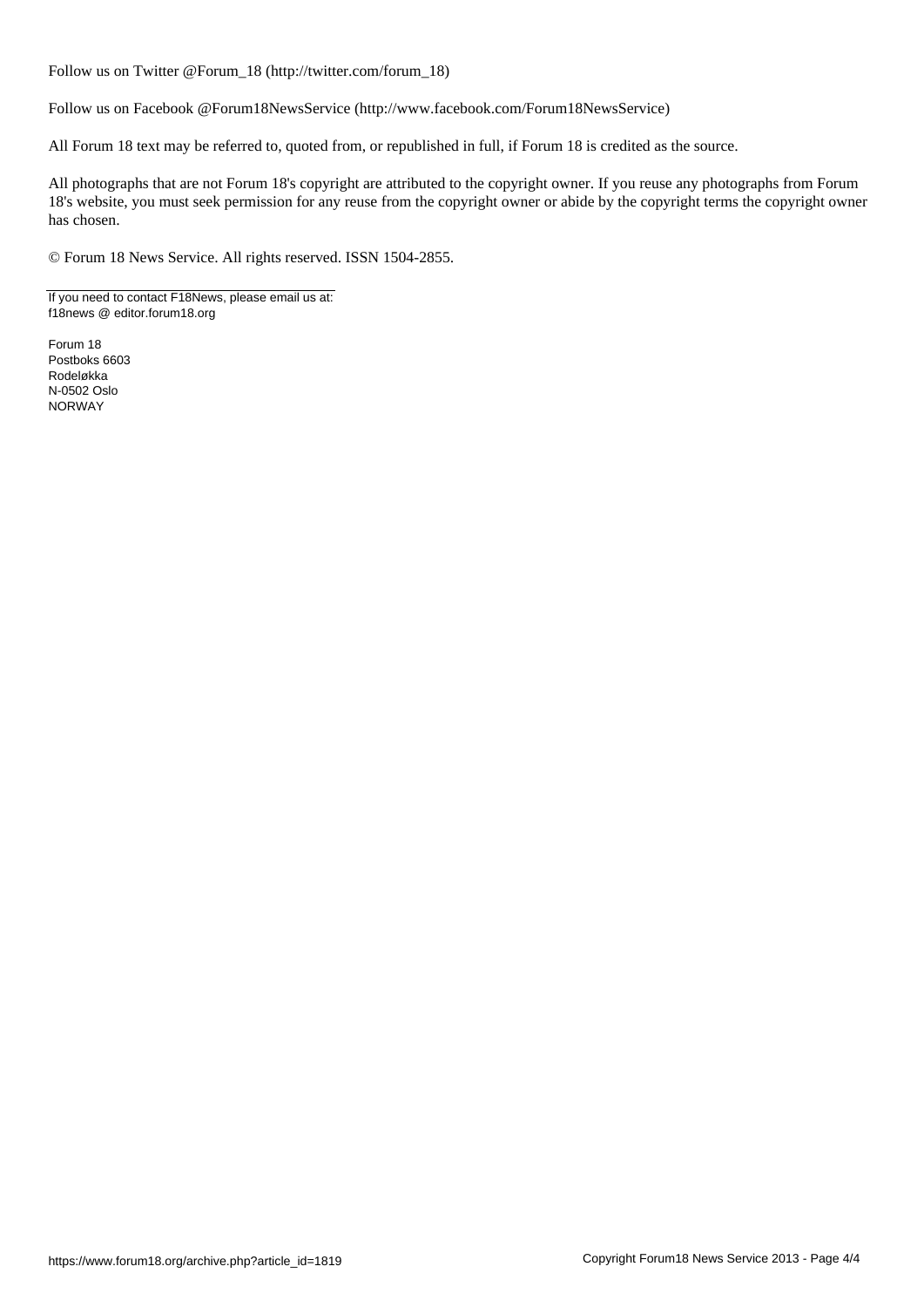Follow us on Twitter @Forum_18 (http://twitter.com/forum_18)

Follow us on Facebook @Forum18NewsService (http://www.facebook.com/Forum18NewsService)

All Forum 18 text may be referred to, quoted from, or republished in full, if Forum 18 is credited as the source.

All photographs that are not Forum 18's copyright are attributed to the copyright owner. If you reuse any photographs from Forum 18's website, you must seek permission for any reuse from the copyright owner or abide by the copyright terms the copyright owner has chosen.

© Forum 18 News Service. All rights reserved. ISSN 1504-2855.

---

If you need to contact F18News, please email us at:
f18news @ editor.forum18.org

Forum 18
Postboks 6603
Rodeløkka
N-0502 Oslo
NORWAY